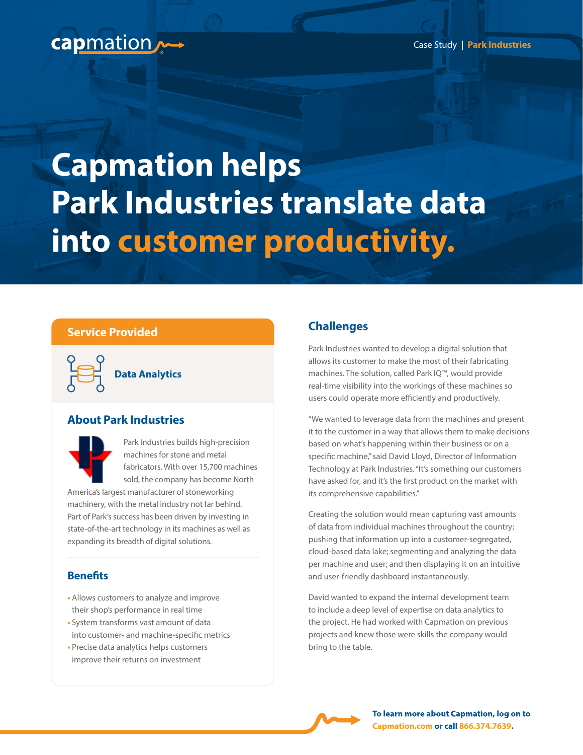capmation

Case Study | **Park Industries**

# Capmation helps Park Industries translate data into customer productivity.

## Service Provided

**Data Analytics**

## About Park Industries

Park Industries builds high-precision machines for stone and metal fabricators. With over 15,700 machines sold, the company has become North America's largest manufacturer of stoneworking machinery, with the metal industry not far behind. Part of Park's success has been driven by investing in state-of-the-art technology in its machines as well as expanding its breadth of digital solutions.

## Benefits

- Allows customers to analyze and improve their shop's performance in real time
- System transforms vast amount of data into customer- and machine-specific metrics
- Precise data analytics helps customers improve their returns on investment

## Challenges

Park Industries wanted to develop a digital solution that allows its customer to make the most of their fabricating machines. The solution, called Park IQ™, would provide real-time visibility into the workings of these machines so users could operate more efficiently and productively.

"We wanted to leverage data from the machines and present it to the customer in a way that allows them to make decisions based on what's happening within their business or on a specific machine," said David Lloyd, Director of Information Technology at Park Industries. "It's something our customers have asked for, and it's the first product on the market with its comprehensive capabilities."

Creating the solution would mean capturing vast amounts of data from individual machines throughout the country; pushing that information up into a customer-segregated, cloud-based data lake; segmenting and analyzing the data per machine and user; and then displaying it on an intuitive and user-friendly dashboard instantaneously.

David wanted to expand the internal development team to include a deep level of expertise on data analytics to the project. He had worked with Capmation on previous projects and knew those were skills the company would bring to the table.

**To learn more about Capmation, log on to Capmation.com or call 866.374.7639.**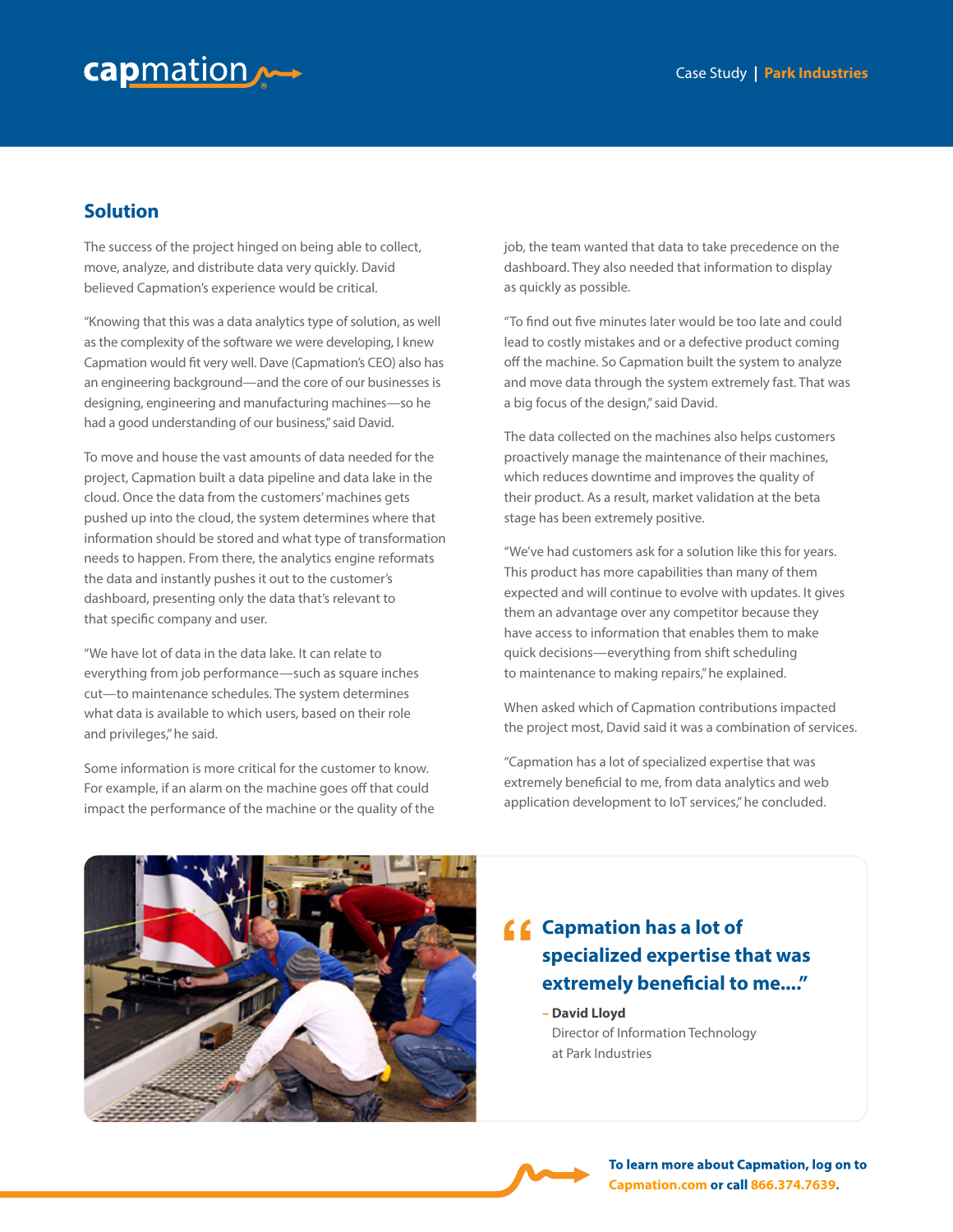## Solution

The success of the project hinged on being able to collect, move, analyze, and distribute data very quickly. David believed Capmation's experience would be critical.

"Knowing that this was a data analytics type of solution, as well as the complexity of the software we were developing, I knew Capmation would fit very well. Dave (Capmation's CEO) also has an engineering background—and the core of our businesses is designing, engineering and manufacturing machines—so he had a good understanding of our business," said David.

To move and house the vast amounts of data needed for the project, Capmation built a data pipeline and data lake in the cloud. Once the data from the customers' machines gets pushed up into the cloud, the system determines where that information should be stored and what type of transformation needs to happen. From there, the analytics engine reformats the data and instantly pushes it out to the customer's dashboard, presenting only the data that's relevant to that specific company and user.

"We have lot of data in the data lake. It can relate to everything from job performance—such as square inches cut—to maintenance schedules. The system determines what data is available to which users, based on their role and privileges," he said.

Some information is more critical for the customer to know. For example, if an alarm on the machine goes off that could impact the performance of the machine or the quality of the job, the team wanted that data to take precedence on the dashboard. They also needed that information to display as quickly as possible.

"To find out five minutes later would be too late and could lead to costly mistakes and or a defective product coming off the machine. So Capmation built the system to analyze and move data through the system extremely fast. That was a big focus of the design," said David.

The data collected on the machines also helps customers proactively manage the maintenance of their machines, which reduces downtime and improves the quality of their product. As a result, market validation at the beta stage has been extremely positive.

"We've had customers ask for a solution like this for years. This product has more capabilities than many of them expected and will continue to evolve with updates. It gives them an advantage over any competitor because they have access to information that enables them to make quick decisions—everything from shift scheduling to maintenance to making repairs," he explained.

When asked which of Capmation contributions impacted the project most, David said it was a combination of services.

"Capmation has a lot of specialized expertise that was extremely beneficial to me, from data analytics and web application development to IoT services," he concluded.

> **"Capmation has a lot of specialized expertise that was extremely beneficial to me...."**
>
> – **David Lloyd**
> Director of Information Technology
> at Park Industries

**To learn more about Capmation, log on to Capmation.com or call 866.374.7639.**